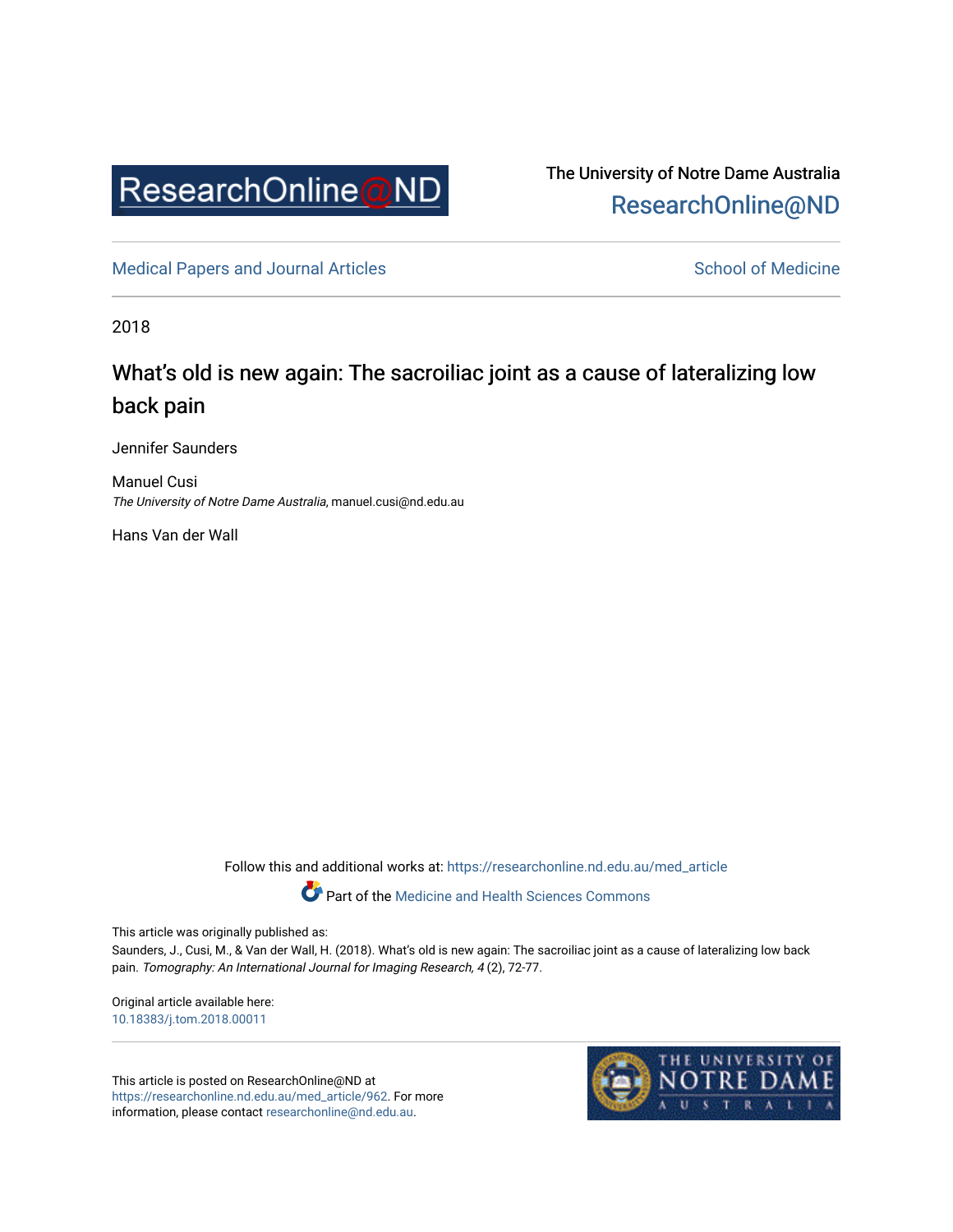The University of Notre Dame Australia
ResearchOnline@ND

Medical Papers and Journal Articles

School of Medicine

2018

# What's old is new again: The sacroiliac joint as a cause of lateralizing low back pain

Jennifer Saunders

Manuel Cusi
*The University of Notre Dame Australia*, manuel.cusi@nd.edu.au

Hans Van der Wall

Follow this and additional works at: https://researchonline.nd.edu.au/med_article

Part of the Medicine and Health Sciences Commons

This article was originally published as:
Saunders, J., Cusi, M., & Van der Wall, H. (2018). What's old is new again: The sacroiliac joint as a cause of lateralizing low back pain. *Tomography: An International Journal for Imaging Research, 4* (2), 72-77.

Original article available here:
10.18383/j.tom.2018.00011

This article is posted on ResearchOnline@ND at https://researchonline.nd.edu.au/med_article/962. For more information, please contact researchonline@nd.edu.au.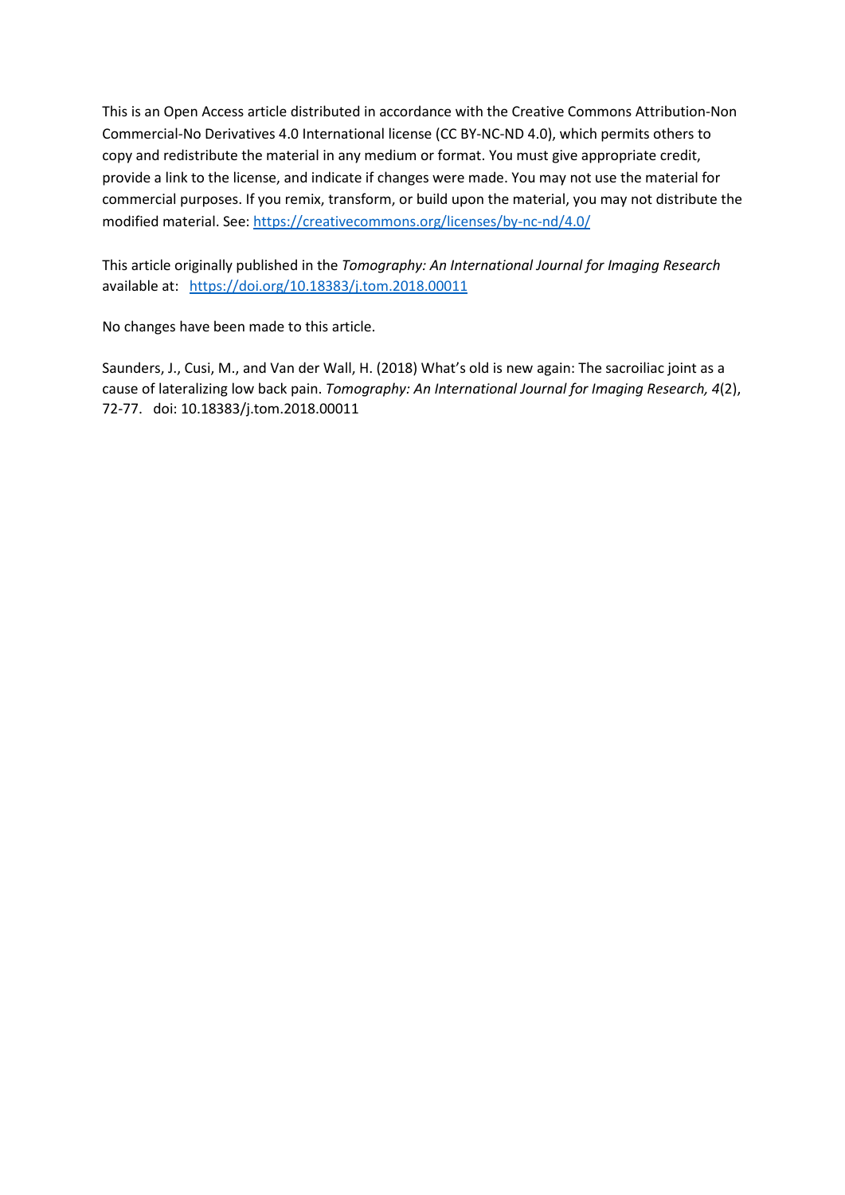This is an Open Access article distributed in accordance with the Creative Commons Attribution-Non Commercial-No Derivatives 4.0 International license (CC BY-NC-ND 4.0), which permits others to copy and redistribute the material in any medium or format. You must give appropriate credit, provide a link to the license, and indicate if changes were made. You may not use the material for commercial purposes. If you remix, transform, or build upon the material, you may not distribute the modified material. See: [https://creativecommons.org/licenses/by-nc-nd/4.0/](https://creativecommons.org/licenses/by-nc-nd/4.0/)

This article originally published in the *Tomography: An International Journal for Imaging Research* available at: [https://doi.org/10.18383/j.tom.2018.00011](https://doi.org/10.18383/j.tom.2018.00011)

No changes have been made to this article.

Saunders, J., Cusi, M., and Van der Wall, H. (2018) What's old is new again: The sacroiliac joint as a cause of lateralizing low back pain. *Tomography: An International Journal for Imaging Research, 4*(2), 72-77. doi: 10.18383/j.tom.2018.00011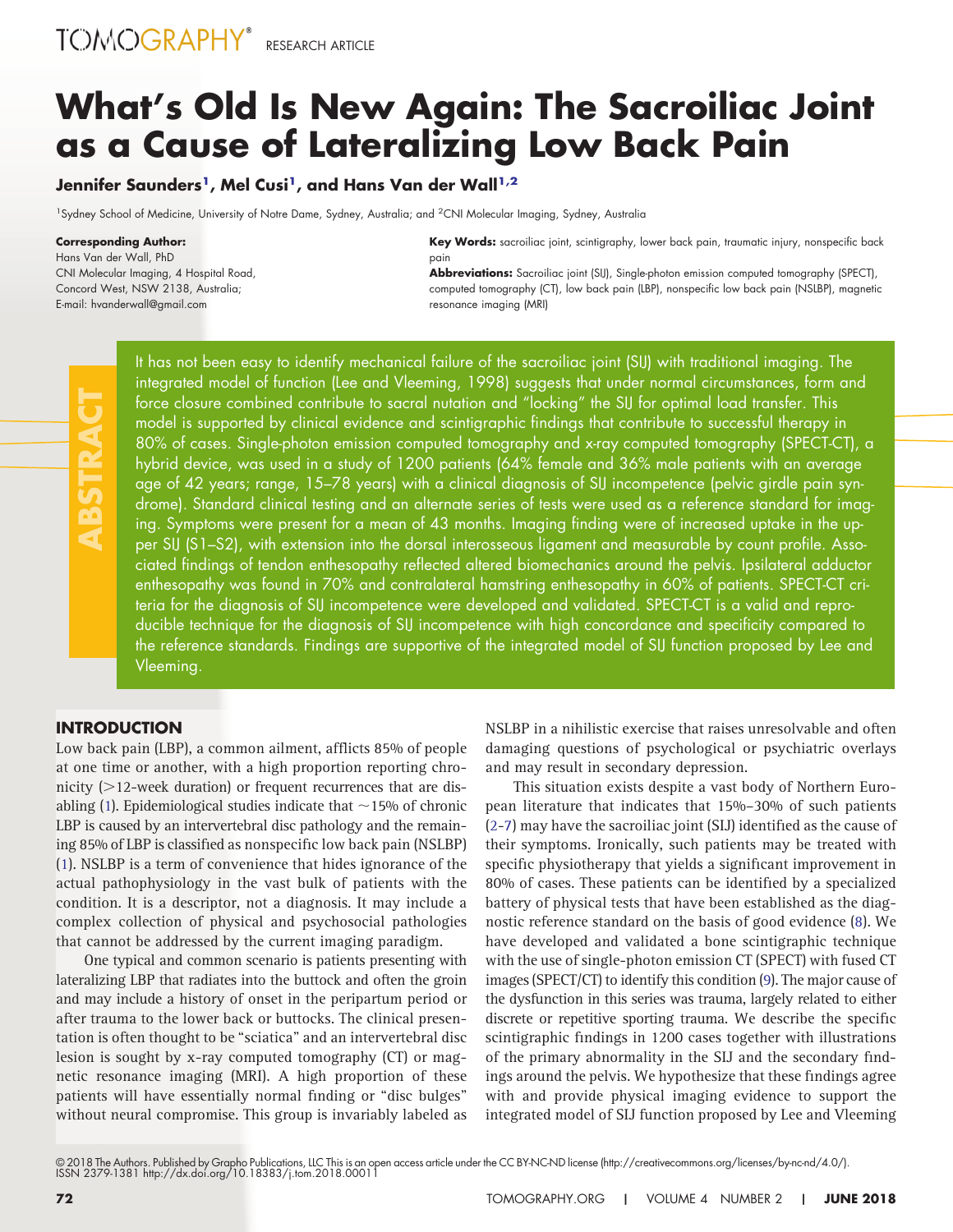# What's Old Is New Again: The Sacroiliac Joint as a Cause of Lateralizing Low Back Pain

**Jennifer Saunders[1], Mel Cusi[1], and Hans Van der Wall[1,2]**

[1]Sydney School of Medicine, University of Notre Dame, Sydney, Australia; and [2]CNI Molecular Imaging, Sydney, Australia

**Corresponding Author:**
Hans Van der Wall, PhD
CNI Molecular Imaging, 4 Hospital Road,
Concord West, NSW 2138, Australia;
E-mail: hvanderwall@gmail.com

**Key Words:** sacroiliac joint, scintigraphy, lower back pain, traumatic injury, nonspecific back pain
**Abbreviations:** Sacroiliac joint (SIJ), Single-photon emission computed tomography (SPECT), computed tomography (CT), low back pain (LBP), nonspecific low back pain (NSLBP), magnetic resonance imaging (MRI)

## ABSTRACT

It has not been easy to identify mechanical failure of the sacroiliac joint (SIJ) with traditional imaging. The integrated model of function (Lee and Vleeming, 1998) suggests that under normal circumstances, form and force closure combined contribute to sacral nutation and "locking" the SIJ for optimal load transfer. This model is supported by clinical evidence and scintigraphic findings that contribute to successful therapy in 80% of cases. Single-photon emission computed tomography and x-ray computed tomography (SPECT-CT), a hybrid device, was used in a study of 1200 patients (64% female and 36% male patients with an average age of 42 years; range, 15–78 years) with a clinical diagnosis of SIJ incompetence (pelvic girdle pain syndrome). Standard clinical testing and an alternate series of tests were used as a reference standard for imaging. Symptoms were present for a mean of 43 months. Imaging finding were of increased uptake in the upper SIJ (S1–S2), with extension into the dorsal interosseous ligament and measurable by count profile. Associated findings of tendon enthesopathy reflected altered biomechanics around the pelvis. Ipsilateral adductor enthesopathy was found in 70% and contralateral hamstring enthesopathy in 60% of patients. SPECT-CT criteria for the diagnosis of SIJ incompetence were developed and validated. SPECT-CT is a valid and reproducible technique for the diagnosis of SIJ incompetence with high concordance and specificity compared to the reference standards. Findings are supportive of the integrated model of SIJ function proposed by Lee and Vleeming.

## INTRODUCTION

Low back pain (LBP), a common ailment, afflicts 85% of people at one time or another, with a high proportion reporting chronicity (>12-week duration) or frequent recurrences that are disabling (1). Epidemiological studies indicate that ~15% of chronic LBP is caused by an intervertebral disc pathology and the remaining 85% of LBP is classified as nonspecific low back pain (NSLBP) (1). NSLBP is a term of convenience that hides ignorance of the actual pathophysiology in the vast bulk of patients with the condition. It is a descriptor, not a diagnosis. It may include a complex collection of physical and psychosocial pathologies that cannot be addressed by the current imaging paradigm.

One typical and common scenario is patients presenting with lateralizing LBP that radiates into the buttock and often the groin and may include a history of onset in the peripartum period or after trauma to the lower back or buttocks. The clinical presentation is often thought to be "sciatica" and an intervertebral disc lesion is sought by x-ray computed tomography (CT) or magnetic resonance imaging (MRI). A high proportion of these patients will have essentially normal finding or "disc bulges" without neural compromise. This group is invariably labeled as NSLBP in a nihilistic exercise that raises unresolvable and often damaging questions of psychological or psychiatric overlays and may result in secondary depression.

This situation exists despite a vast body of Northern European literature that indicates that 15%–30% of such patients (2-7) may have the sacroiliac joint (SIJ) identified as the cause of their symptoms. Ironically, such patients may be treated with specific physiotherapy that yields a significant improvement in 80% of cases. These patients can be identified by a specialized battery of physical tests that have been established as the diagnostic reference standard on the basis of good evidence (8). We have developed and validated a bone scintigraphic technique with the use of single-photon emission CT (SPECT) with fused CT images (SPECT/CT) to identify this condition (9). The major cause of the dysfunction in this series was trauma, largely related to either discrete or repetitive sporting trauma. We describe the specific scintigraphic findings in 1200 cases together with illustrations of the primary abnormality in the SIJ and the secondary findings around the pelvis. We hypothesize that these findings agree with and provide physical imaging evidence to support the integrated model of SIJ function proposed by Lee and Vleeming

© 2018 The Authors. Published by Grapho Publications, LLC This is an open access article under the CC BY-NC-ND license (http://creativecommons.org/licenses/by-nc-nd/4.0/).
ISSN 2379-1381 http://dx.doi.org/10.18383/j.tom.2018.00011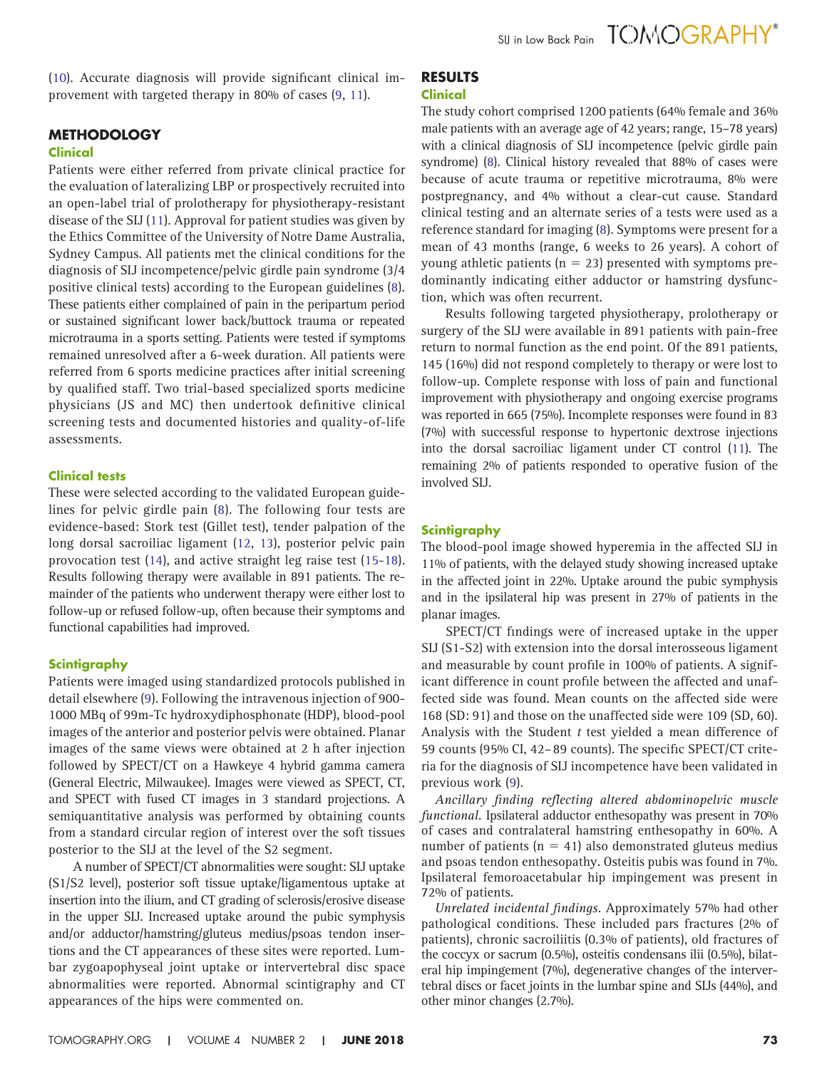(10). Accurate diagnosis will provide significant clinical improvement with targeted therapy in 80% of cases (9, 11).

## METHODOLOGY

### Clinical

Patients were either referred from private clinical practice for the evaluation of lateralizing LBP or prospectively recruited into an open-label trial of prolotherapy for physiotherapy-resistant disease of the SIJ (11). Approval for patient studies was given by the Ethics Committee of the University of Notre Dame Australia, Sydney Campus. All patients met the clinical conditions for the diagnosis of SIJ incompetence/pelvic girdle pain syndrome (3/4 positive clinical tests) according to the European guidelines (8). These patients either complained of pain in the peripartum period or sustained significant lower back/buttock trauma or repeated microtrauma in a sports setting. Patients were tested if symptoms remained unresolved after a 6-week duration. All patients were referred from 6 sports medicine practices after initial screening by qualified staff. Two trial-based specialized sports medicine physicians (JS and MC) then undertook definitive clinical screening tests and documented histories and quality-of-life assessments.

### Clinical tests

These were selected according to the validated European guidelines for pelvic girdle pain (8). The following four tests are evidence-based: Stork test (Gillet test), tender palpation of the long dorsal sacroiliac ligament (12, 13), posterior pelvic pain provocation test (14), and active straight leg raise test (15-18). Results following therapy were available in 891 patients. The remainder of the patients who underwent therapy were either lost to follow-up or refused follow-up, often because their symptoms and functional capabilities had improved.

### Scintigraphy

Patients were imaged using standardized protocols published in detail elsewhere (9). Following the intravenous injection of 900-1000 MBq of 99m-Tc hydroxydiphosphonate (HDP), blood-pool images of the anterior and posterior pelvis were obtained. Planar images of the same views were obtained at 2 h after injection followed by SPECT/CT on a Hawkeye 4 hybrid gamma camera (General Electric, Milwaukee). Images were viewed as SPECT, CT, and SPECT with fused CT images in 3 standard projections. A semiquantitative analysis was performed by obtaining counts from a standard circular region of interest over the soft tissues posterior to the SIJ at the level of the S2 segment.

A number of SPECT/CT abnormalities were sought: SIJ uptake (S1/S2 level), posterior soft tissue uptake/ligamentous uptake at insertion into the ilium, and CT grading of sclerosis/erosive disease in the upper SIJ. Increased uptake around the pubic symphysis and/or adductor/hamstring/gluteus medius/psoas tendon insertions and the CT appearances of these sites were reported. Lumbar zygoapophyseal joint uptake or intervertebral disc space abnormalities were reported. Abnormal scintigraphy and CT appearances of the hips were commented on.

## RESULTS

### Clinical

The study cohort comprised 1200 patients (64% female and 36% male patients with an average age of 42 years; range, 15–78 years) with a clinical diagnosis of SIJ incompetence (pelvic girdle pain syndrome) (8). Clinical history revealed that 88% of cases were because of acute trauma or repetitive microtrauma, 8% were postpregnancy, and 4% without a clear-cut cause. Standard clinical testing and an alternate series of a tests were used as a reference standard for imaging (8). Symptoms were present for a mean of 43 months (range, 6 weeks to 26 years). A cohort of young athletic patients (n = 23) presented with symptoms predominantly indicating either adductor or hamstring dysfunction, which was often recurrent.

Results following targeted physiotherapy, prolotherapy or surgery of the SIJ were available in 891 patients with pain-free return to normal function as the end point. Of the 891 patients, 145 (16%) did not respond completely to therapy or were lost to follow-up. Complete response with loss of pain and functional improvement with physiotherapy and ongoing exercise programs was reported in 665 (75%). Incomplete responses were found in 83 (7%) with successful response to hypertonic dextrose injections into the dorsal sacroiliac ligament under CT control (11). The remaining 2% of patients responded to operative fusion of the involved SIJ.

### Scintigraphy

The blood-pool image showed hyperemia in the affected SIJ in 11% of patients, with the delayed study showing increased uptake in the affected joint in 22%. Uptake around the pubic symphysis and in the ipsilateral hip was present in 27% of patients in the planar images.

SPECT/CT findings were of increased uptake in the upper SIJ (S1-S2) with extension into the dorsal interosseous ligament and measurable by count profile in 100% of patients. A significant difference in count profile between the affected and unaffected side was found. Mean counts on the affected side were 168 (SD: 91) and those on the unaffected side were 109 (SD, 60). Analysis with the Student *t* test yielded a mean difference of 59 counts (95% CI, 42–89 counts). The specific SPECT/CT criteria for the diagnosis of SIJ incompetence have been validated in previous work (9).

*Ancillary finding reflecting altered abdominopelvic muscle functional.* Ipsilateral adductor enthesopathy was present in 70% of cases and contralateral hamstring enthesopathy in 60%. A number of patients (n = 41) also demonstrated gluteus medius and psoas tendon enthesopathy. Osteitis pubis was found in 7%. Ipsilateral femoroacetabular hip impingement was present in 72% of patients.

*Unrelated incidental findings.* Approximately 57% had other pathological conditions. These included pars fractures (2% of patients), chronic sacroiliitis (0.3% of patients), old fractures of the coccyx or sacrum (0.5%), osteitis condensans ilii (0.5%), bilateral hip impingement (7%), degenerative changes of the intervertebral discs or facet joints in the lumbar spine and SIJs (44%), and other minor changes (2.7%).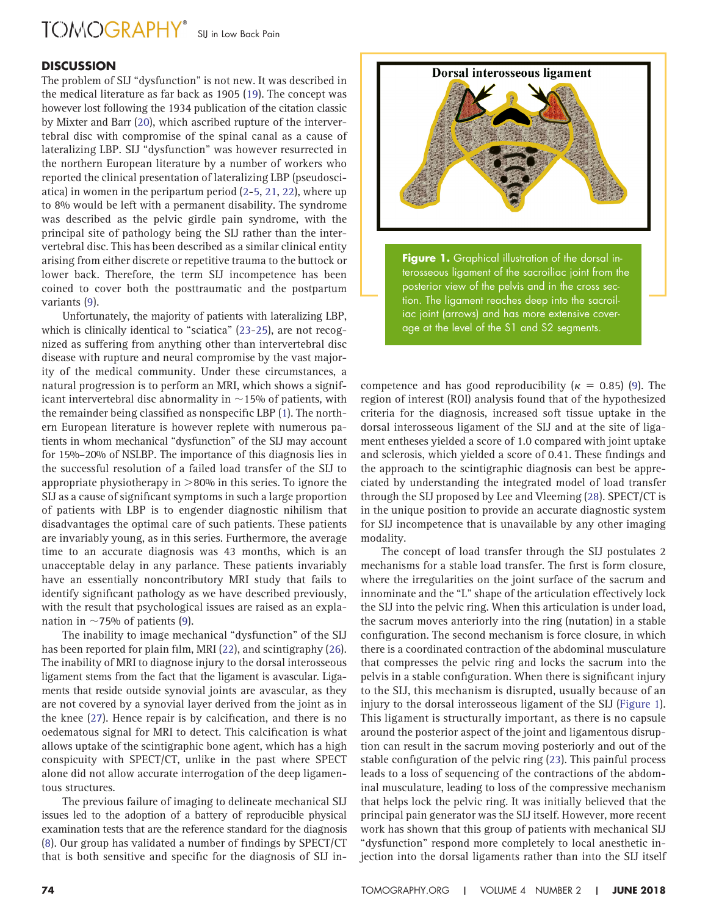## DISCUSSION

The problem of SIJ "dysfunction" is not new. It was described in the medical literature as far back as 1905 (19). The concept was however lost following the 1934 publication of the citation classic by Mixter and Barr (20), which ascribed rupture of the intervertebral disc with compromise of the spinal canal as a cause of lateralizing LBP. SIJ "dysfunction" was however resurrected in the northern European literature by a number of workers who reported the clinical presentation of lateralizing LBP (pseudosciatica) in women in the peripartum period (2-5, 21, 22), where up to 8% would be left with a permanent disability. The syndrome was described as the pelvic girdle pain syndrome, with the principal site of pathology being the SIJ rather than the intervertebral disc. This has been described as a similar clinical entity arising from either discrete or repetitive trauma to the buttock or lower back. Therefore, the term SIJ incompetence has been coined to cover both the posttraumatic and the postpartum variants (9).

Unfortunately, the majority of patients with lateralizing LBP, which is clinically identical to "sciatica" (23-25), are not recognized as suffering from anything other than intervertebral disc disease with rupture and neural compromise by the vast majority of the medical community. Under these circumstances, a natural progression is to perform an MRI, which shows a significant intervertebral disc abnormality in ~15% of patients, with the remainder being classified as nonspecific LBP (1). The northern European literature is however replete with numerous patients in whom mechanical "dysfunction" of the SIJ may account for 15%–20% of NSLBP. The importance of this diagnosis lies in the successful resolution of a failed load transfer of the SIJ to appropriate physiotherapy in >80% in this series. To ignore the SIJ as a cause of significant symptoms in such a large proportion of patients with LBP is to engender diagnostic nihilism that disadvantages the optimal care of such patients. These patients are invariably young, as in this series. Furthermore, the average time to an accurate diagnosis was 43 months, which is an unacceptable delay in any parlance. These patients invariably have an essentially noncontributory MRI study that fails to identify significant pathology as we have described previously, with the result that psychological issues are raised as an explanation in ~75% of patients (9).

The inability to image mechanical "dysfunction" of the SIJ has been reported for plain film, MRI (22), and scintigraphy (26). The inability of MRI to diagnose injury to the dorsal interosseous ligament stems from the fact that the ligament is avascular. Ligaments that reside outside synovial joints are avascular, as they are not covered by a synovial layer derived from the joint as in the knee (27). Hence repair is by calcification, and there is no oedematous signal for MRI to detect. This calcification is what allows uptake of the scintigraphic bone agent, which has a high conspicuity with SPECT/CT, unlike in the past where SPECT alone did not allow accurate interrogation of the deep ligamentous structures.

The previous failure of imaging to delineate mechanical SIJ issues led to the adoption of a battery of reproducible physical examination tests that are the reference standard for the diagnosis (8). Our group has validated a number of findings by SPECT/CT that is both sensitive and specific for the diagnosis of SIJ incompetence and has good reproducibility ($\kappa = 0.85$) (9). The region of interest (ROI) analysis found that of the hypothesized criteria for the diagnosis, increased soft tissue uptake in the dorsal interosseous ligament of the SIJ and at the site of ligament entheses yielded a score of 1.0 compared with joint uptake and sclerosis, which yielded a score of 0.41. These findings and the approach to the scintigraphic diagnosis can best be appreciated by understanding the integrated model of load transfer through the SIJ proposed by Lee and Vleeming (28). SPECT/CT is in the unique position to provide an accurate diagnostic system for SIJ incompetence that is unavailable by any other imaging modality.

**Figure 1.** Graphical illustration of the dorsal interosseous ligament of the sacroiliac joint from the posterior view of the pelvis and in the cross section. The ligament reaches deep into the sacroiliac joint (arrows) and has more extensive coverage at the level of the S1 and S2 segments.

The concept of load transfer through the SIJ postulates 2 mechanisms for a stable load transfer. The first is form closure, where the irregularities on the joint surface of the sacrum and innominate and the "L" shape of the articulation effectively lock the SIJ into the pelvic ring. When this articulation is under load, the sacrum moves anteriorly into the ring (nutation) in a stable configuration. The second mechanism is force closure, in which there is a coordinated contraction of the abdominal musculature that compresses the pelvic ring and locks the sacrum into the pelvis in a stable configuration. When there is significant injury to the SIJ, this mechanism is disrupted, usually because of an injury to the dorsal interosseous ligament of the SIJ (Figure 1). This ligament is structurally important, as there is no capsule around the posterior aspect of the joint and ligamentous disruption can result in the sacrum moving posteriorly and out of the stable configuration of the pelvic ring (23). This painful process leads to a loss of sequencing of the contractions of the abdominal musculature, leading to loss of the compressive mechanism that helps lock the pelvic ring. It was initially believed that the principal pain generator was the SIJ itself. However, more recent work has shown that this group of patients with mechanical SIJ "dysfunction" respond more completely to local anesthetic injection into the dorsal ligaments rather than into the SIJ itself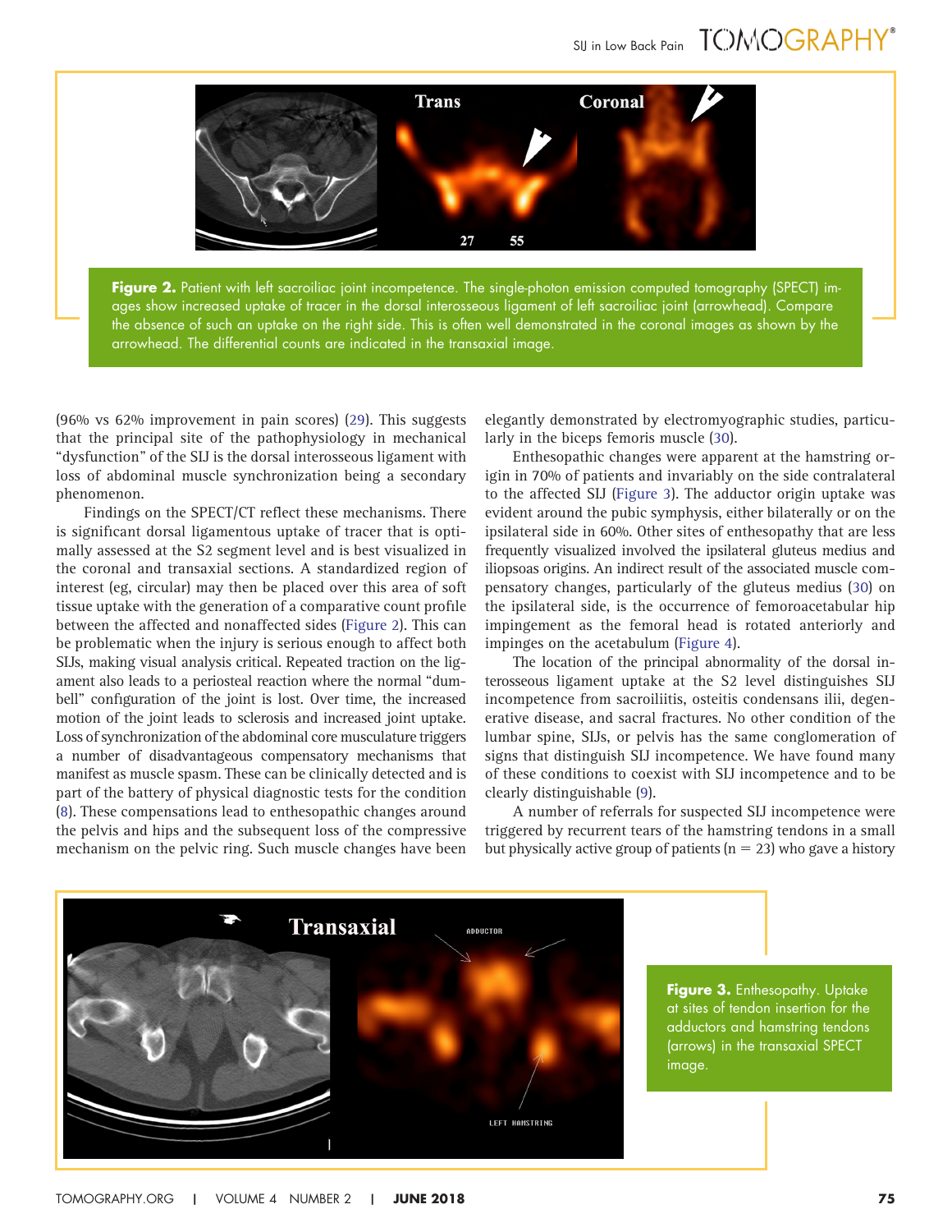**Figure 2.** Patient with left sacroiliac joint incompetence. The single-photon emission computed tomography (SPECT) images show increased uptake of tracer in the dorsal interosseous ligament of left sacroiliac joint (arrowhead). Compare the absence of such an uptake on the right side. This is often well demonstrated in the coronal images as shown by the arrowhead. The differential counts are indicated in the transaxial image.

(96% vs 62% improvement in pain scores) (29). This suggests that the principal site of the pathophysiology in mechanical "dysfunction" of the SIJ is the dorsal interosseous ligament with loss of abdominal muscle synchronization being a secondary phenomenon.

Findings on the SPECT/CT reflect these mechanisms. There is significant dorsal ligamentous uptake of tracer that is optimally assessed at the S2 segment level and is best visualized in the coronal and transaxial sections. A standardized region of interest (eg, circular) may then be placed over this area of soft tissue uptake with the generation of a comparative count profile between the affected and nonaffected sides (Figure 2). This can be problematic when the injury is serious enough to affect both SIJs, making visual analysis critical. Repeated traction on the ligament also leads to a periosteal reaction where the normal "dumbbell" configuration of the joint is lost. Over time, the increased motion of the joint leads to sclerosis and increased joint uptake. Loss of synchronization of the abdominal core musculature triggers a number of disadvantageous compensatory mechanisms that manifest as muscle spasm. These can be clinically detected and is part of the battery of physical diagnostic tests for the condition (8). These compensations lead to enthesopathic changes around the pelvis and hips and the subsequent loss of the compressive mechanism on the pelvic ring. Such muscle changes have been elegantly demonstrated by electromyographic studies, particularly in the biceps femoris muscle (30).

Enthesopathic changes were apparent at the hamstring origin in 70% of patients and invariably on the side contralateral to the affected SIJ (Figure 3). The adductor origin uptake was evident around the pubic symphysis, either bilaterally or on the ipsilateral side in 60%. Other sites of enthesopathy that are less frequently visualized involved the ipsilateral gluteus medius and iliopsoas origins. An indirect result of the associated muscle compensatory changes, particularly of the gluteus medius (30) on the ipsilateral side, is the occurrence of femoroacetabular hip impingement as the femoral head is rotated anteriorly and impinges on the acetabulum (Figure 4).

The location of the principal abnormality of the dorsal interosseous ligament uptake at the S2 level distinguishes SIJ incompetence from sacroiliitis, osteitis condensans ilii, degenerative disease, and sacral fractures. No other condition of the lumbar spine, SIJs, or pelvis has the same conglomeration of signs that distinguish SIJ incompetence. We have found many of these conditions to coexist with SIJ incompetence and to be clearly distinguishable (9).

A number of referrals for suspected SIJ incompetence were triggered by recurrent tears of the hamstring tendons in a small but physically active group of patients (n = 23) who gave a history

**Figure 3.** Enthesopathy. Uptake at sites of tendon insertion for the adductors and hamstring tendons (arrows) in the transaxial SPECT image.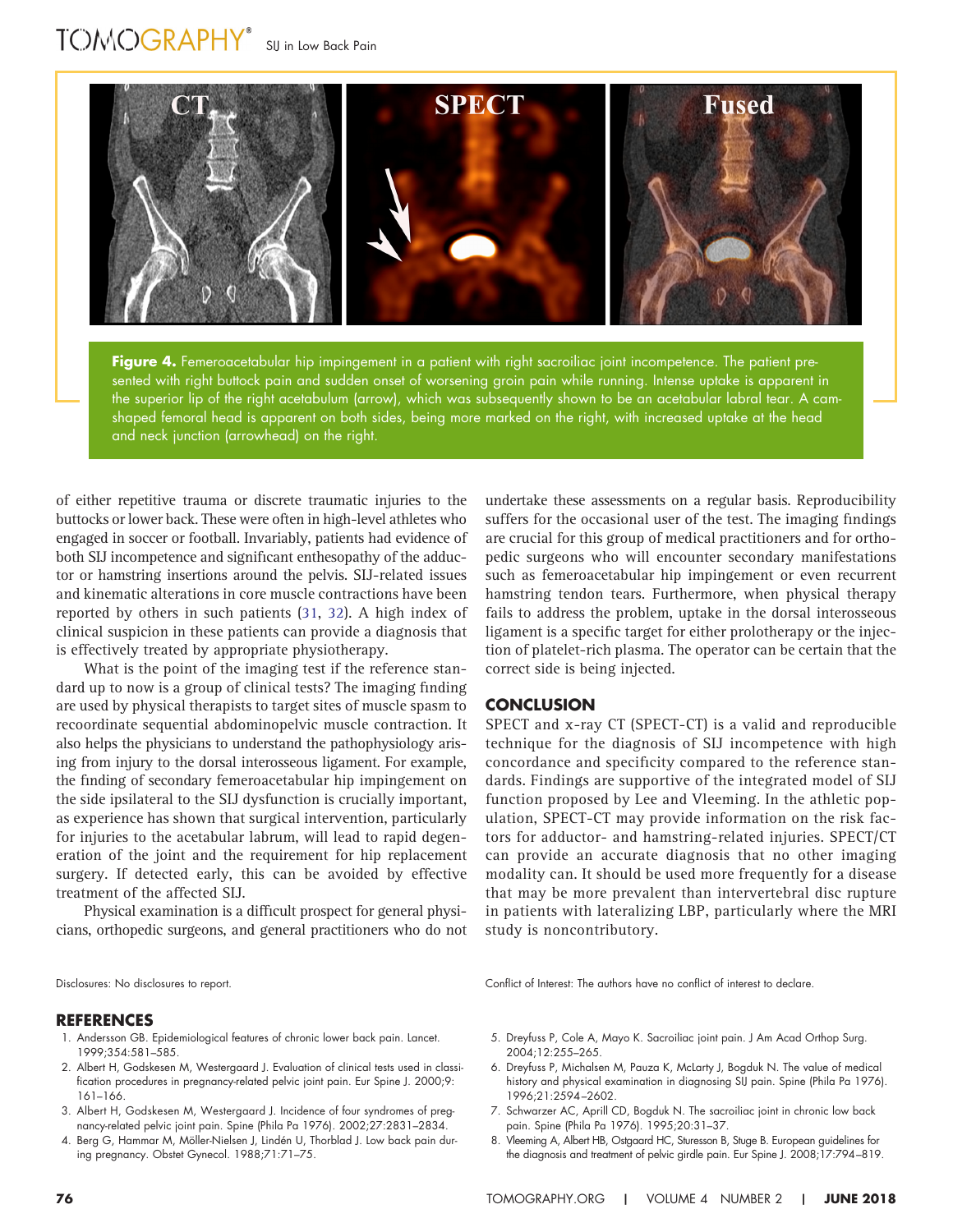**Figure 4.** Femeroacetabular hip impingement in a patient with right sacroiliac joint incompetence. The patient presented with right buttock pain and sudden onset of worsening groin pain while running. Intense uptake is apparent in the superior lip of the right acetabulum (arrow), which was subsequently shown to be an acetabular labral tear. A cam-shaped femoral head is apparent on both sides, being more marked on the right, with increased uptake at the head and neck junction (arrowhead) on the right.

of either repetitive trauma or discrete traumatic injuries to the buttocks or lower back. These were often in high-level athletes who engaged in soccer or football. Invariably, patients had evidence of both SIJ incompetence and significant enthesopathy of the adductor or hamstring insertions around the pelvis. SIJ-related issues and kinematic alterations in core muscle contractions have been reported by others in such patients (31, 32). A high index of clinical suspicion in these patients can provide a diagnosis that is effectively treated by appropriate physiotherapy.

What is the point of the imaging test if the reference standard up to now is a group of clinical tests? The imaging finding are used by physical therapists to target sites of muscle spasm to recoordinate sequential abdominopelvic muscle contraction. It also helps the physicians to understand the pathophysiology arising from injury to the dorsal interosseous ligament. For example, the finding of secondary femeroacetabular hip impingement on the side ipsilateral to the SIJ dysfunction is crucially important, as experience has shown that surgical intervention, particularly for injuries to the acetabular labrum, will lead to rapid degeneration of the joint and the requirement for hip replacement surgery. If detected early, this can be avoided by effective treatment of the affected SIJ.

Physical examination is a difficult prospect for general physicians, orthopedic surgeons, and general practitioners who do not undertake these assessments on a regular basis. Reproducibility suffers for the occasional user of the test. The imaging findings are crucial for this group of medical practitioners and for orthopedic surgeons who will encounter secondary manifestations such as femeroacetabular hip impingement or even recurrent hamstring tendon tears. Furthermore, when physical therapy fails to address the problem, uptake in the dorsal interosseous ligament is a specific target for either prolotherapy or the injection of platelet-rich plasma. The operator can be certain that the correct side is being injected.

## CONCLUSION

SPECT and x-ray CT (SPECT-CT) is a valid and reproducible technique for the diagnosis of SIJ incompetence with high concordance and specificity compared to the reference standards. Findings are supportive of the integrated model of SIJ function proposed by Lee and Vleeming. In the athletic population, SPECT-CT may provide information on the risk factors for adductor- and hamstring-related injuries. SPECT/CT can provide an accurate diagnosis that no other imaging modality can. It should be used more frequently for a disease that may be more prevalent than intervertebral disc rupture in patients with lateralizing LBP, particularly where the MRI study is noncontributory.

Disclosures: No disclosures to report.

Conflict of Interest: The authors have no conflict of interest to declare.

## REFERENCES

1. Andersson GB. Epidemiological features of chronic lower back pain. Lancet. 1999;354:581–585.
2. Albert H, Godskesen M, Westergaard J. Evaluation of clinical tests used in classification procedures in pregnancy-related pelvic joint pain. Eur Spine J. 2000;9:161–166.
3. Albert H, Godskesen M, Westergaard J. Incidence of four syndromes of pregnancy-related pelvic joint pain. Spine (Phila Pa 1976). 2002;27:2831–2834.
4. Berg G, Hammar M, Möller-Nielsen J, Lindén U, Thorblad J. Low back pain during pregnancy. Obstet Gynecol. 1988;71:71–75.
5. Dreyfuss P, Cole A, Mayo K. Sacroiliac joint pain. J Am Acad Orthop Surg. 2004;12:255–265.
6. Dreyfuss P, Michalsen M, Pauza K, McLarty J, Bogduk N. The value of medical history and physical examination in diagnosing SIJ pain. Spine (Phila Pa 1976). 1996;21:2594–2602.
7. Schwarzer AC, Aprill CD, Bogduk N. The sacroiliac joint in chronic low back pain. Spine (Phila Pa 1976). 1995;20:31–37.
8. Vleeming A, Albert HB, Ostgaard HC, Sturesson B, Stuge B. European guidelines for the diagnosis and treatment of pelvic girdle pain. Eur Spine J. 2008;17:794–819.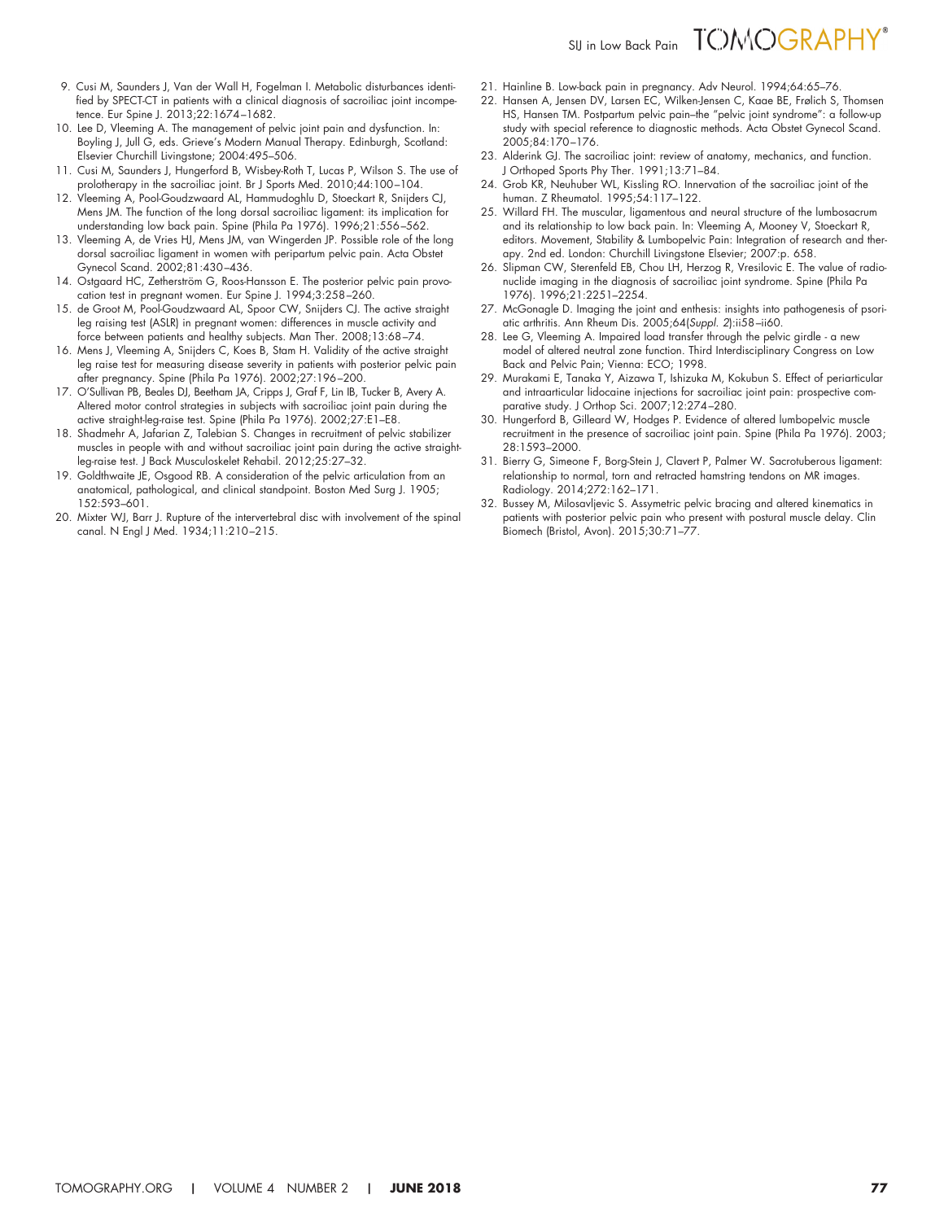9. Cusi M, Saunders J, Van der Wall H, Fogelman I. Metabolic disturbances identified by SPECT-CT in patients with a clinical diagnosis of sacroiliac joint incompetence. Eur Spine J. 2013;22:1674–1682.
10. Lee D, Vleeming A. The management of pelvic joint pain and dysfunction. In: Boyling J, Jull G, eds. Grieve's Modern Manual Therapy. Edinburgh, Scotland: Elsevier Churchill Livingstone; 2004:495–506.
11. Cusi M, Saunders J, Hungerford B, Wisbey-Roth T, Lucas P, Wilson S. The use of prolotherapy in the sacroiliac joint. Br J Sports Med. 2010;44:100–104.
12. Vleeming A, Pool-Goudzwaard AL, Hammudoghlu D, Stoeckart R, Snijders CJ, Mens JM. The function of the long dorsal sacroiliac ligament: its implication for understanding low back pain. Spine (Phila Pa 1976). 1996;21:556–562.
13. Vleeming A, de Vries HJ, Mens JM, van Wingerden JP. Possible role of the long dorsal sacroiliac ligament in women with peripartum pelvic pain. Acta Obstet Gynecol Scand. 2002;81:430–436.
14. Ostgaard HC, Zetherström G, Roos-Hansson E. The posterior pelvic pain provocation test in pregnant women. Eur Spine J. 1994;3:258–260.
15. de Groot M, Pool-Goudzwaard AL, Spoor CW, Snijders CJ. The active straight leg raising test (ASLR) in pregnant women: differences in muscle activity and force between patients and healthy subjects. Man Ther. 2008;13:68–74.
16. Mens J, Vleeming A, Snijders C, Koes B, Stam H. Validity of the active straight leg raise test for measuring disease severity in patients with posterior pelvic pain after pregnancy. Spine (Phila Pa 1976). 2002;27:196–200.
17. O'Sullivan PB, Beales DJ, Beetham JA, Cripps J, Graf F, Lin IB, Tucker B, Avery A. Altered motor control strategies in subjects with sacroiliac joint pain during the active straight-leg-raise test. Spine (Phila Pa 1976). 2002;27:E1–E8.
18. Shadmehr A, Jafarian Z, Talebian S. Changes in recruitment of pelvic stabilizer muscles in people with and without sacroiliac joint pain during the active straight-leg-raise test. J Back Musculoskelet Rehabil. 2012;25:27–32.
19. Goldthwaite JE, Osgood RB. A consideration of the pelvic articulation from an anatomical, pathological, and clinical standpoint. Boston Med Surg J. 1905; 152:593–601.
20. Mixter WJ, Barr J. Rupture of the intervertebral disc with involvement of the spinal canal. N Engl J Med. 1934;11:210–215.
21. Hainline B. Low-back pain in pregnancy. Adv Neurol. 1994;64:65–76.
22. Hansen A, Jensen DV, Larsen EC, Wilken-Jensen C, Kaae BE, Frølich S, Thomsen HS, Hansen TM. Postpartum pelvic pain–the "pelvic joint syndrome": a follow-up study with special reference to diagnostic methods. Acta Obstet Gynecol Scand. 2005;84:170–176.
23. Alderink GJ. The sacroiliac joint: review of anatomy, mechanics, and function. J Orthoped Sports Phy Ther. 1991;13:71–84.
24. Grob KR, Neuhuber WL, Kissling RO. Innervation of the sacroiliac joint of the human. Z Rheumatol. 1995;54:117–122.
25. Willard FH. The muscular, ligamentous and neural structure of the lumbosacrum and its relationship to low back pain. In: Vleeming A, Mooney V, Stoeckart R, editors. Movement, Stability & Lumbopelvic Pain: Integration of research and therapy. 2nd ed. London: Churchill Livingstone Elsevier; 2007:p. 658.
26. Slipman CW, Sterenfeld EB, Chou LH, Herzog R, Vresilovic E. The value of radionuclide imaging in the diagnosis of sacroiliac joint syndrome. Spine (Phila Pa 1976). 1996;21:2251–2254.
27. McGonagle D. Imaging the joint and enthesis: insights into pathogenesis of psoriatic arthritis. Ann Rheum Dis. 2005;64(*Suppl. 2*):ii58–ii60.
28. Lee G, Vleeming A. Impaired load transfer through the pelvic girdle - a new model of altered neutral zone function. Third Interdisciplinary Congress on Low Back and Pelvic Pain; Vienna: ECO; 1998.
29. Murakami E, Tanaka Y, Aizawa T, Ishizuka M, Kokubun S. Effect of periarticular and intraarticular lidocaine injections for sacroiliac joint pain: prospective comparative study. J Orthop Sci. 2007;12:274–280.
30. Hungerford B, Gilleard W, Hodges P. Evidence of altered lumbopelvic muscle recruitment in the presence of sacroiliac joint pain. Spine (Phila Pa 1976). 2003; 28:1593–2000.
31. Bierry G, Simeone F, Borg-Stein J, Clavert P, Palmer W. Sacrotuberous ligament: relationship to normal, torn and retracted hamstring tendons on MR images. Radiology. 2014;272:162–171.
32. Bussey M, Milosavljevic S. Assymetric pelvic bracing and altered kinematics in patients with posterior pelvic pain who present with postural muscle delay. Clin Biomech (Bristol, Avon). 2015;30:71–77.